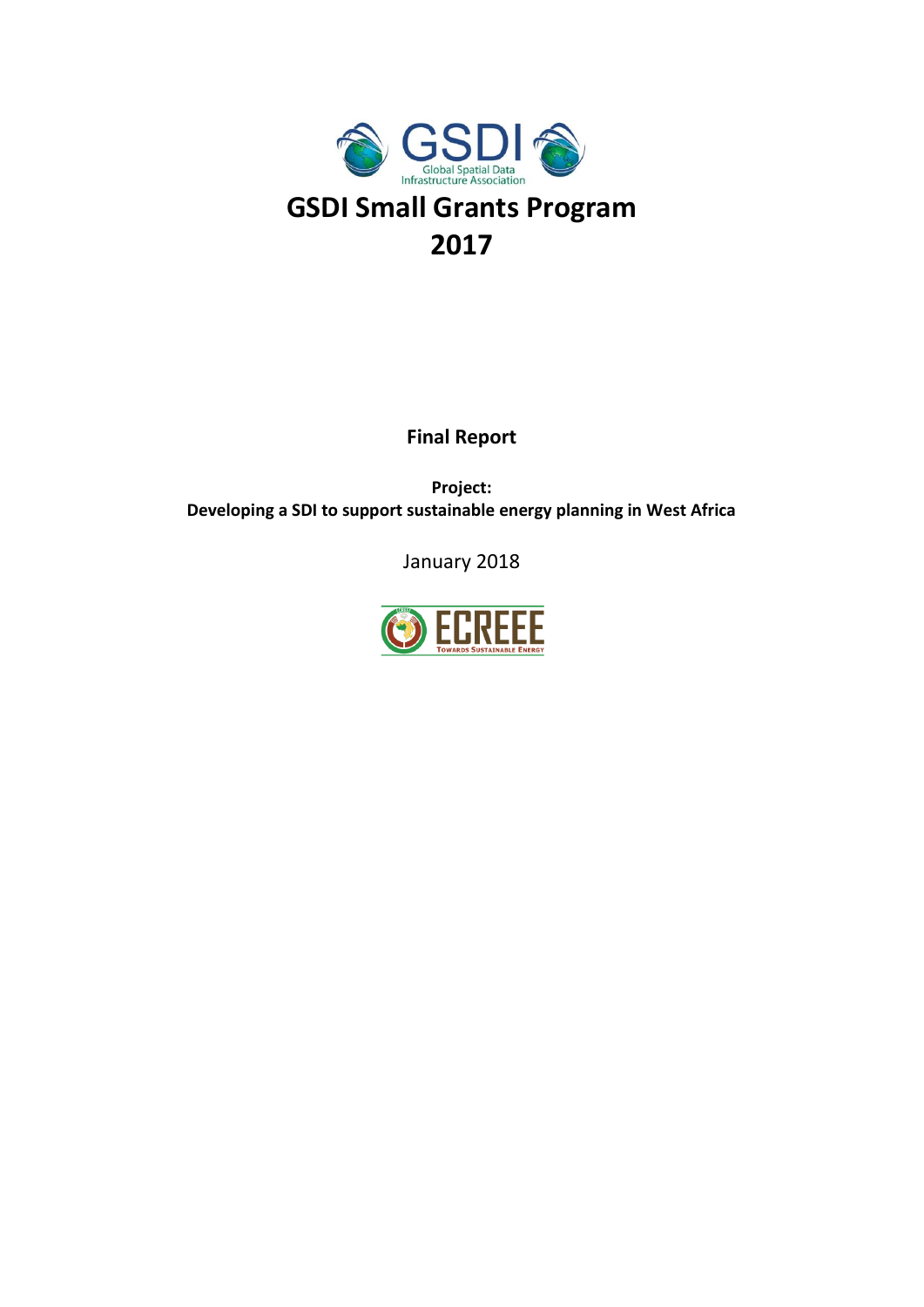GSDI
Global Spatial Data Infrastructure Association

# GSDI Small Grants Program 2017

**Final Report**

**Project:**
**Developing a SDI to support sustainable energy planning in West Africa**

January 2018

ECREEE
Towards Sustainable Energy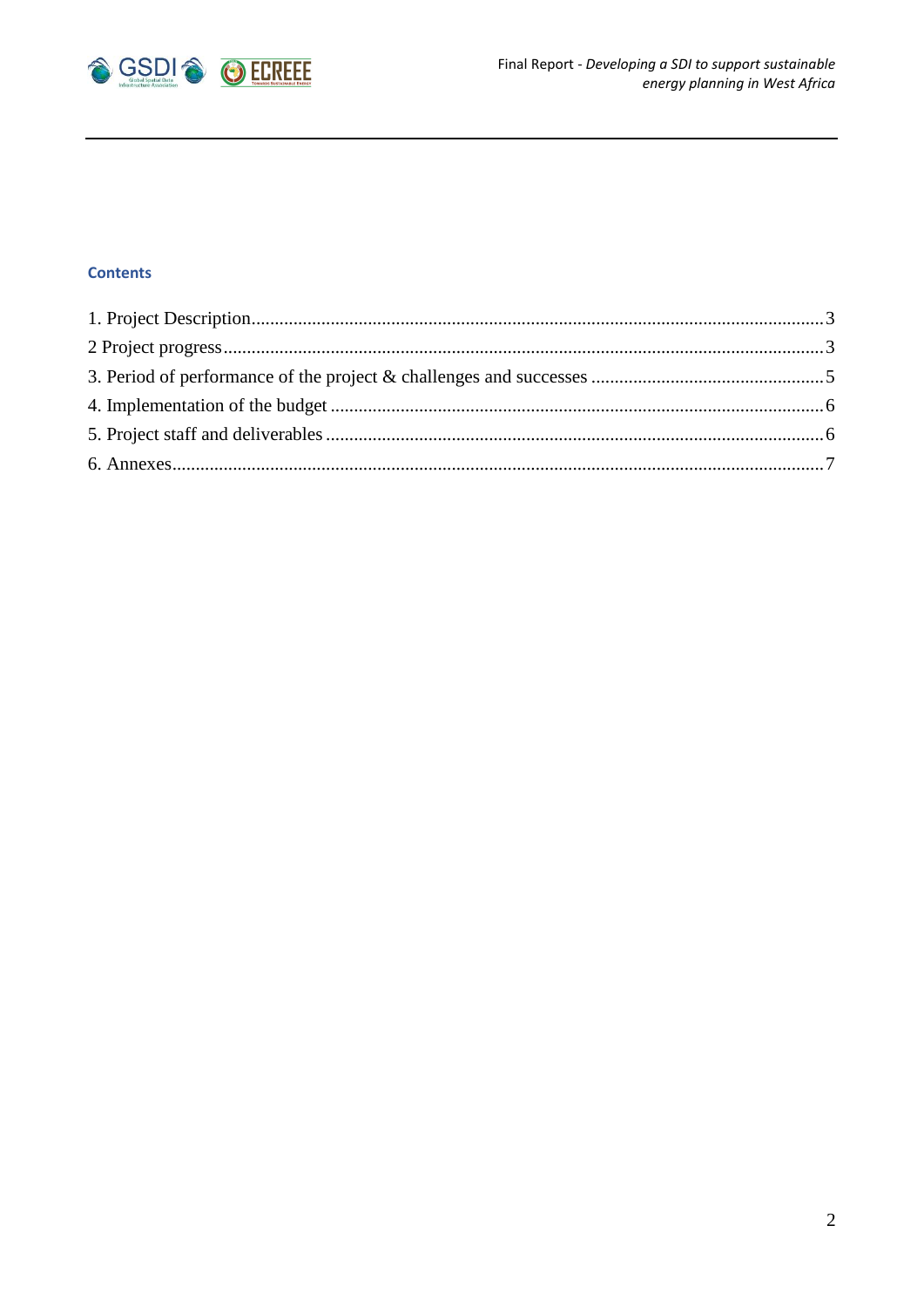**Contents**

1. Project Description ........................................................................................................................ 3
2 Project progress ................................................................................................................................ 3
3. Period of performance of the project & challenges and successes .................................................. 5
4. Implementation of the budget ......................................................................................................... 6
5. Project staff and deliverables ........................................................................................................... 6
6. Annexes ........................................................................................................................................... 7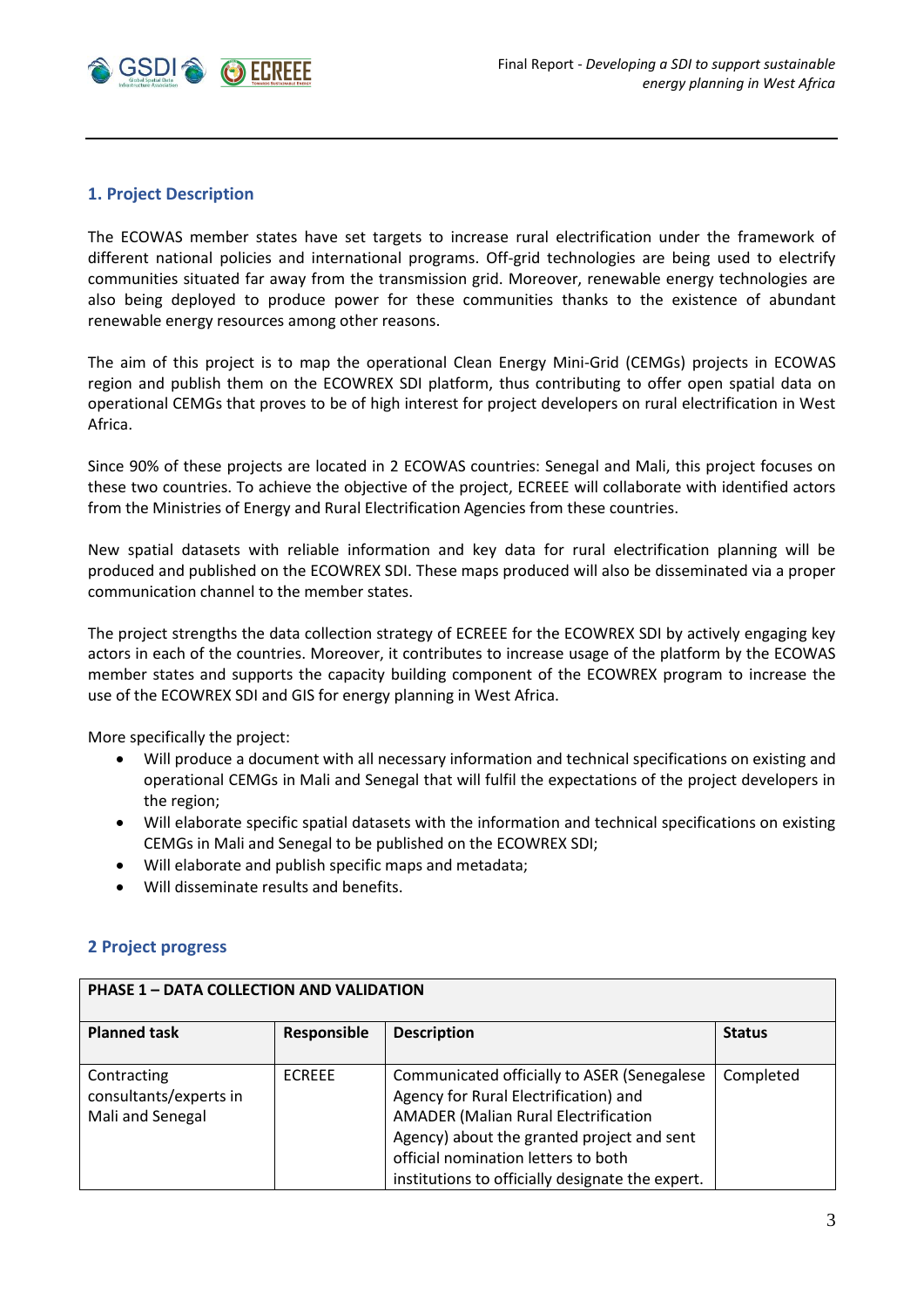## 1. Project Description

The ECOWAS member states have set targets to increase rural electrification under the framework of different national policies and international programs. Off-grid technologies are being used to electrify communities situated far away from the transmission grid. Moreover, renewable energy technologies are also being deployed to produce power for these communities thanks to the existence of abundant renewable energy resources among other reasons.

The aim of this project is to map the operational Clean Energy Mini-Grid (CEMGs) projects in ECOWAS region and publish them on the ECOWREX SDI platform, thus contributing to offer open spatial data on operational CEMGs that proves to be of high interest for project developers on rural electrification in West Africa.

Since 90% of these projects are located in 2 ECOWAS countries: Senegal and Mali, this project focuses on these two countries. To achieve the objective of the project, ECREEE will collaborate with identified actors from the Ministries of Energy and Rural Electrification Agencies from these countries.

New spatial datasets with reliable information and key data for rural electrification planning will be produced and published on the ECOWREX SDI. These maps produced will also be disseminated via a proper communication channel to the member states.

The project strengths the data collection strategy of ECREEE for the ECOWREX SDI by actively engaging key actors in each of the countries. Moreover, it contributes to increase usage of the platform by the ECOWAS member states and supports the capacity building component of the ECOWREX program to increase the use of the ECOWREX SDI and GIS for energy planning in West Africa.

More specifically the project:

- Will produce a document with all necessary information and technical specifications on existing and operational CEMGs in Mali and Senegal that will fulfil the expectations of the project developers in the region;
- Will elaborate specific spatial datasets with the information and technical specifications on existing CEMGs in Mali and Senegal to be published on the ECOWREX SDI;
- Will elaborate and publish specific maps and metadata;
- Will disseminate results and benefits.

## 2 Project progress

| PHASE 1 – DATA COLLECTION AND VALIDATION | | | |
|---|---|---|---|
| **Planned task** | **Responsible** | **Description** | **Status** |
| Contracting consultants/experts in Mali and Senegal | ECREEE | Communicated officially to ASER (Senegalese Agency for Rural Electrification) and AMADER (Malian Rural Electrification Agency) about the granted project and sent official nomination letters to both institutions to officially designate the expert. | Completed |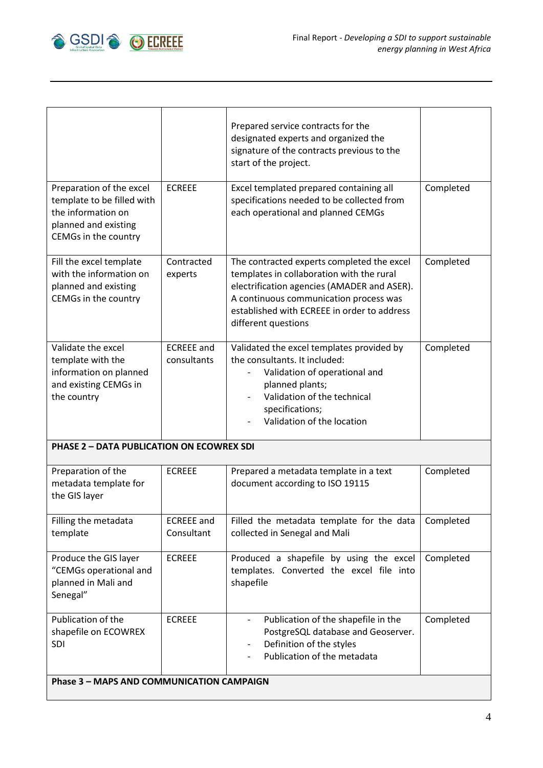| | | | |
|---|---|---|---|
| | | Prepared service contracts for the designated experts and organized the signature of the contracts previous to the start of the project. | |
| Preparation of the excel template to be filled with the information on planned and existing CEMGs in the country | ECREEE | Excel templated prepared containing all specifications needed to be collected from each operational and planned CEMGs | Completed |
| Fill the excel template with the information on planned and existing CEMGs in the country | Contracted experts | The contracted experts completed the excel templates in collaboration with the rural electrification agencies (AMADER and ASER). A continuous communication process was established with ECREEE in order to address different questions | Completed |
| Validate the excel template with the information on planned and existing CEMGs in the country | ECREEE and consultants | Validated the excel templates provided by the consultants. It included:<br>- Validation of operational and planned plants;<br>- Validation of the technical specifications;<br>- Validation of the location | Completed |
| **PHASE 2 – DATA PUBLICATION ON ECOWREX SDI** | | | |
| Preparation of the metadata template for the GIS layer | ECREEE | Prepared a metadata template in a text document according to ISO 19115 | Completed |
| Filling the metadata template | ECREEE and Consultant | Filled the metadata template for the data collected in Senegal and Mali | Completed |
| Produce the GIS layer "CEMGs operational and planned in Mali and Senegal" | ECREEE | Produced a shapefile by using the excel templates. Converted the excel file into shapefile | Completed |
| Publication of the shapefile on ECOWREX SDI | ECREEE | - Publication of the shapefile in the PostgreSQL database and Geoserver.<br>- Definition of the styles<br>- Publication of the metadata | Completed |
| **Phase 3 – MAPS AND COMMUNICATION CAMPAIGN** | | | |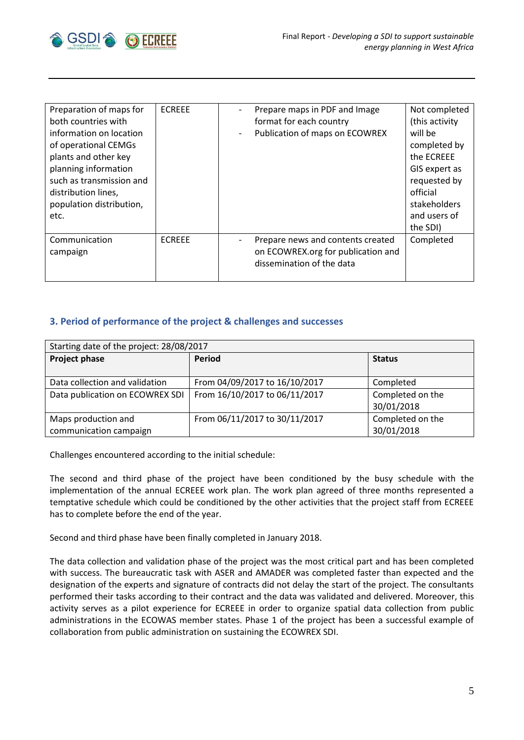| Preparation of maps for both countries with information on location of operational CEMGs plants and other key planning information such as transmission and distribution lines, population distribution, etc. | ECREEE | - Prepare maps in PDF and Image format for each country<br>- Publication of maps on ECOWREX | Not completed (this activity will be completed by the ECREEE GIS expert as requested by official stakeholders and users of the SDI) |
|---|---|---|---|
| Communication campaign | ECREEE | - Prepare news and contents created on ECOWREX.org for publication and dissemination of the data | Completed |

## 3. Period of performance of the project & challenges and successes

| Starting date of the project: 28/08/2017 | | |
|---|---|---|
| **Project phase** | **Period** | **Status** |
| Data collection and validation | From 04/09/2017 to 16/10/2017 | Completed |
| Data publication on ECOWREX SDI | From 16/10/2017 to 06/11/2017 | Completed on the 30/01/2018 |
| Maps production and communication campaign | From 06/11/2017 to 30/11/2017 | Completed on the 30/01/2018 |

Challenges encountered according to the initial schedule:

The second and third phase of the project have been conditioned by the busy schedule with the implementation of the annual ECREEE work plan. The work plan agreed of three months represented a temptative schedule which could be conditioned by the other activities that the project staff from ECREEE has to complete before the end of the year.

Second and third phase have been finally completed in January 2018.

The data collection and validation phase of the project was the most critical part and has been completed with success. The bureaucratic task with ASER and AMADER was completed faster than expected and the designation of the experts and signature of contracts did not delay the start of the project. The consultants performed their tasks according to their contract and the data was validated and delivered. Moreover, this activity serves as a pilot experience for ECREEE in order to organize spatial data collection from public administrations in the ECOWAS member states. Phase 1 of the project has been a successful example of collaboration from public administration on sustaining the ECOWREX SDI.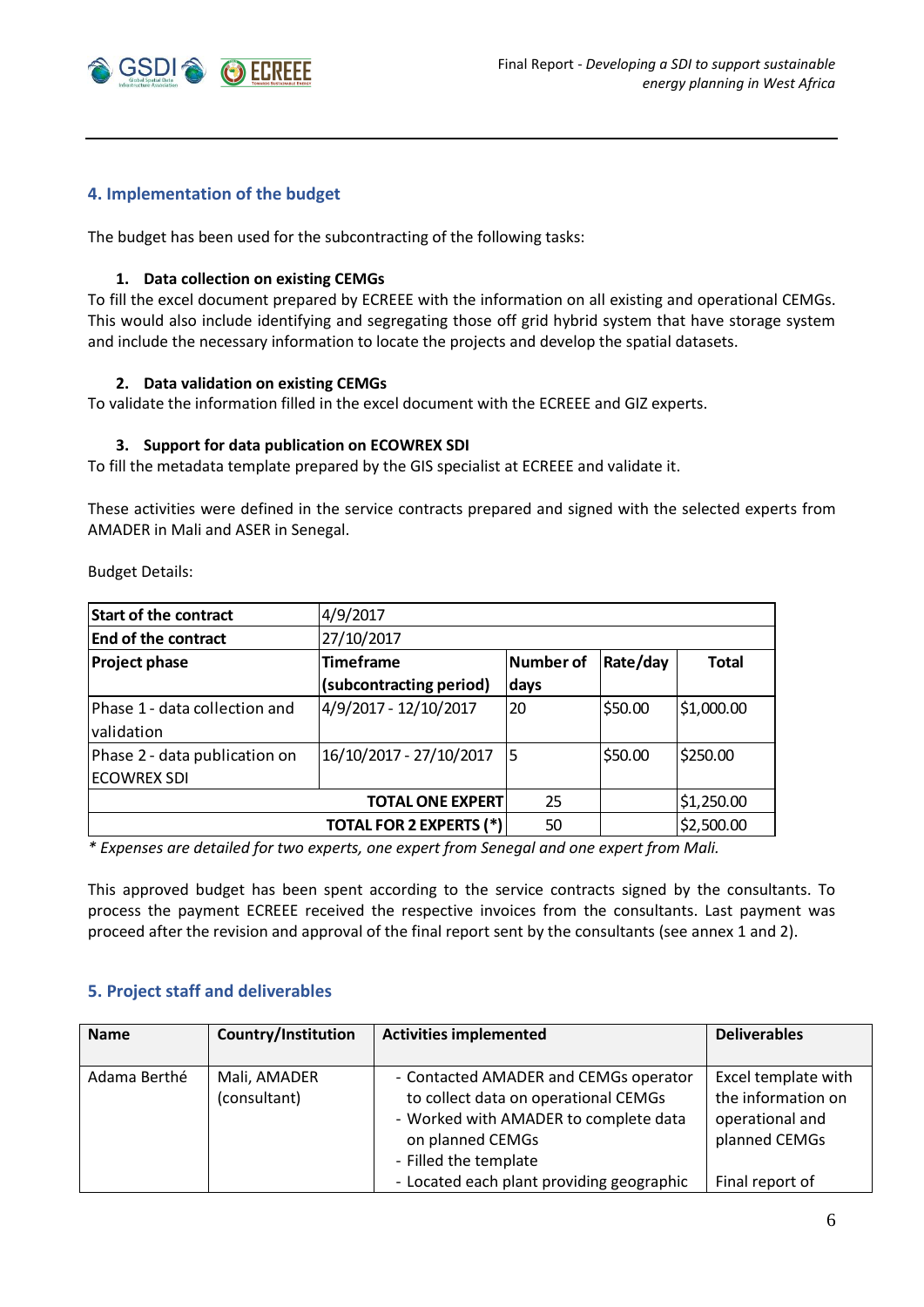## 4. Implementation of the budget

The budget has been used for the subcontracting of the following tasks:

1. **Data collection on existing CEMGs**

To fill the excel document prepared by ECREEE with the information on all existing and operational CEMGs. This would also include identifying and segregating those off grid hybrid system that have storage system and include the necessary information to locate the projects and develop the spatial datasets.

2. **Data validation on existing CEMGs**

To validate the information filled in the excel document with the ECREEE and GIZ experts.

3. **Support for data publication on ECOWREX SDI**

To fill the metadata template prepared by the GIS specialist at ECREEE and validate it.

These activities were defined in the service contracts prepared and signed with the selected experts from AMADER in Mali and ASER in Senegal.

Budget Details:

| **Start of the contract** | 4/9/2017 | | | |
|---|---|---|---|---|
| **End of the contract** | 27/10/2017 | | | |
| **Project phase** | **Timeframe (subcontracting period)** | **Number of days** | **Rate/day** | **Total** |
| Phase 1 - data collection and validation | 4/9/2017 - 12/10/2017 | 20 | $50.00 | $1,000.00 |
| Phase 2 - data publication on ECOWREX SDI | 16/10/2017 - 27/10/2017 | 5 | $50.00 | $250.00 |
| **TOTAL ONE EXPERT** | | 25 | | $1,250.00 |
| **TOTAL FOR 2 EXPERTS (*)** | | 50 | | $2,500.00 |

*\* Expenses are detailed for two experts, one expert from Senegal and one expert from Mali.*

This approved budget has been spent according to the service contracts signed by the consultants. To process the payment ECREEE received the respective invoices from the consultants. Last payment was proceed after the revision and approval of the final report sent by the consultants (see annex 1 and 2).

## 5. Project staff and deliverables

| **Name** | **Country/Institution** | **Activities implemented** | **Deliverables** |
|---|---|---|---|
| Adama Berthé | Mali, AMADER (consultant) | - Contacted AMADER and CEMGs operator to collect data on operational CEMGs<br>- Worked with AMADER to complete data on planned CEMGs<br>- Filled the template<br>- Located each plant providing geographic | Excel template with the information on operational and planned CEMGs<br><br>Final report of |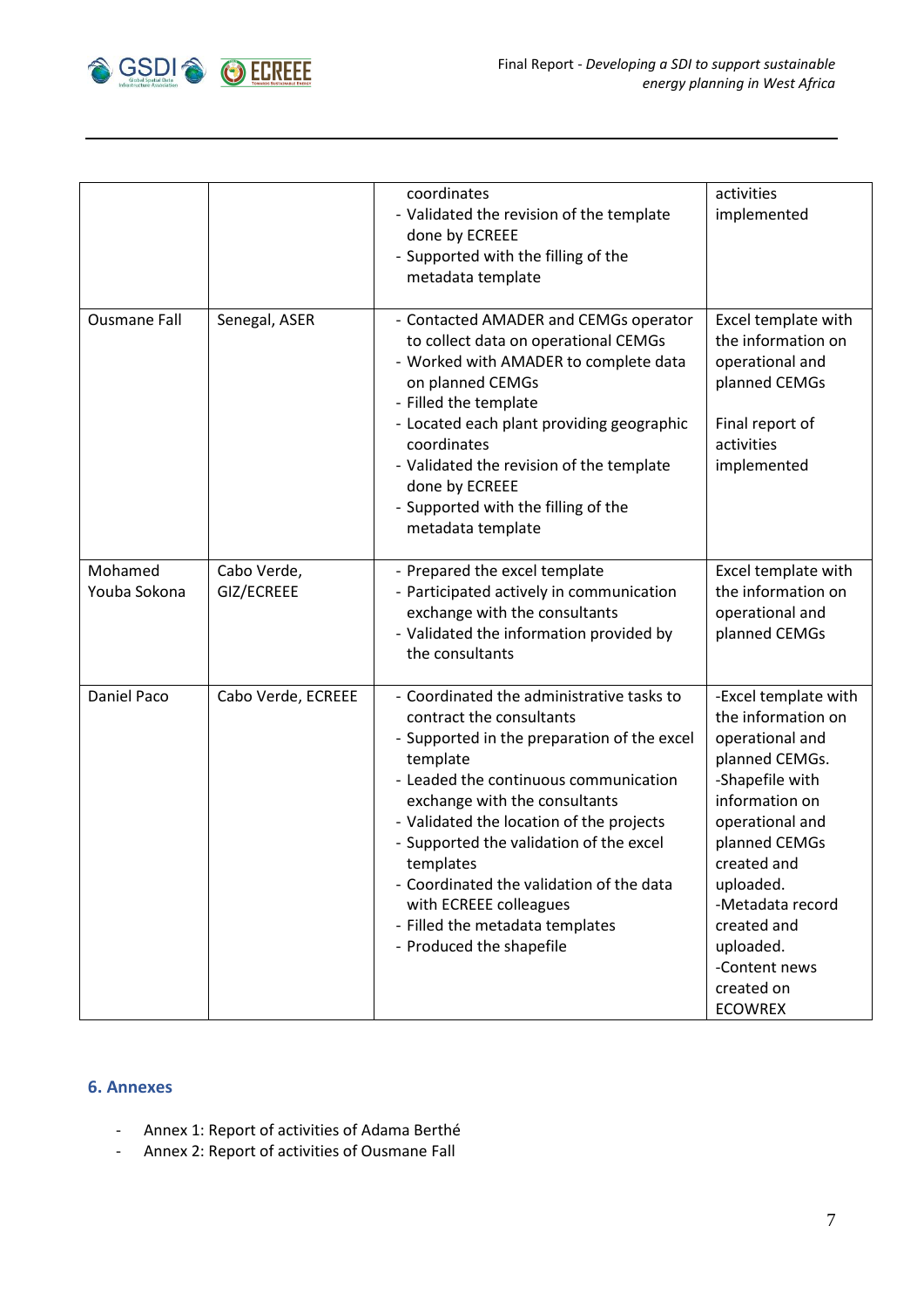| | | | |
|---|---|---|---|
| | | coordinates<br>- Validated the revision of the template done by ECREEE<br>- Supported with the filling of the metadata template | activities implemented |
| Ousmane Fall | Senegal, ASER | - Contacted AMADER and CEMGs operator to collect data on operational CEMGs<br>- Worked with AMADER to complete data on planned CEMGs<br>- Filled the template<br>- Located each plant providing geographic coordinates<br>- Validated the revision of the template done by ECREEE<br>- Supported with the filling of the metadata template | Excel template with the information on operational and planned CEMGs<br><br>Final report of activities implemented |
| Mohamed Youba Sokona | Cabo Verde, GIZ/ECREEE | - Prepared the excel template<br>- Participated actively in communication exchange with the consultants<br>- Validated the information provided by the consultants | Excel template with the information on operational and planned CEMGs |
| Daniel Paco | Cabo Verde, ECREEE | - Coordinated the administrative tasks to contract the consultants<br>- Supported in the preparation of the excel template<br>- Leaded the continuous communication exchange with the consultants<br>- Validated the location of the projects<br>- Supported the validation of the excel templates<br>- Coordinated the validation of the data with ECREEE colleagues<br>- Filled the metadata templates<br>- Produced the shapefile | -Excel template with the information on operational and planned CEMGs.<br>-Shapefile with information on operational and planned CEMGs created and uploaded.<br>-Metadata record created and uploaded.<br>-Content news created on ECOWREX |

## 6. Annexes

- Annex 1: Report of activities of Adama Berthé
- Annex 2: Report of activities of Ousmane Fall